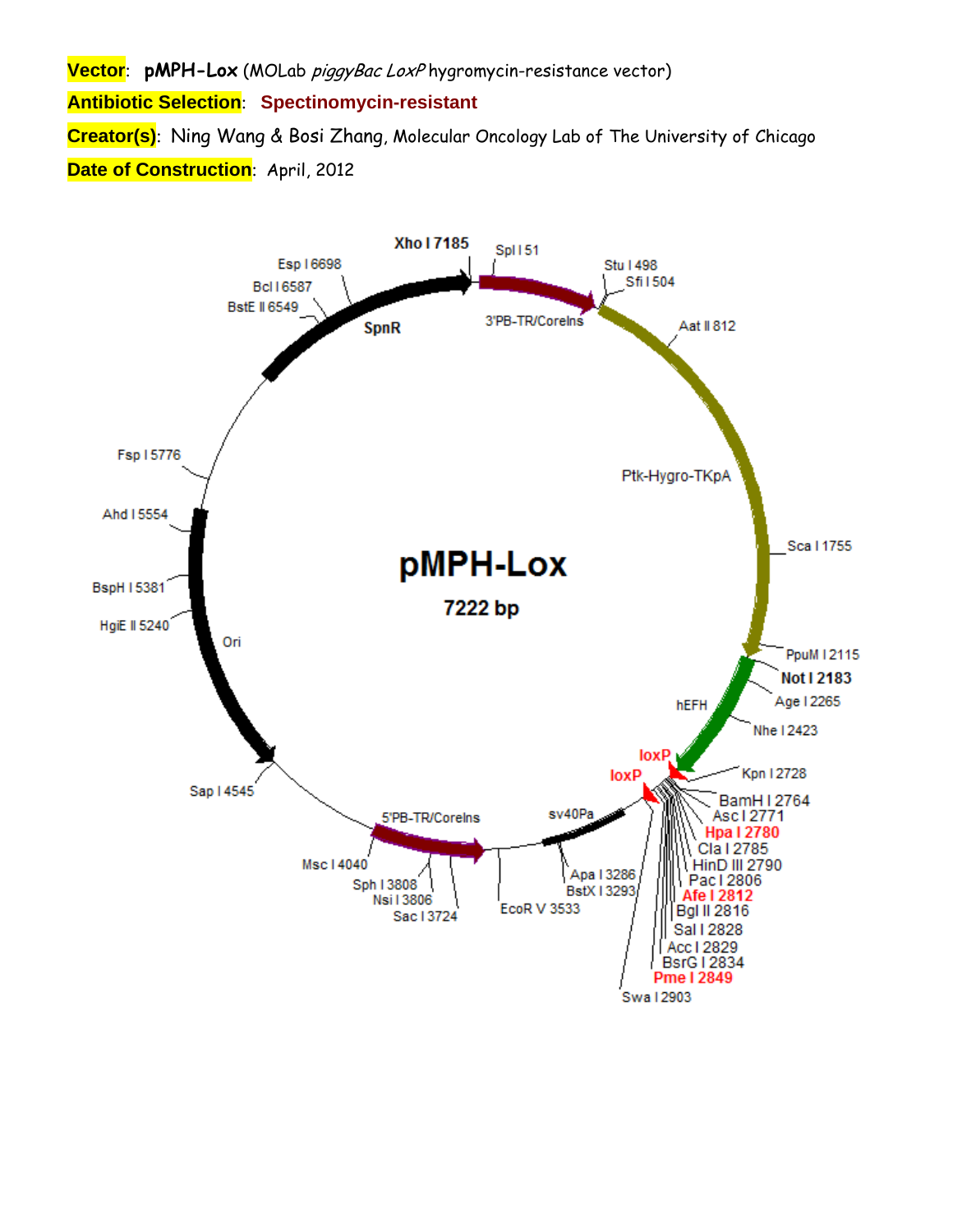**Vector**: **pMPH-Lox** (MOLab *piggyBac LoxP* hygromycin-resistance vector)

**Antibiotic Selection**: **Spectinomycin-resistant**

**Creator(s)**: Ning Wang & Bosi Zhang, Molecular Oncology Lab of The University of Chicago

**Date of Construction**: April, 2012

**pMPH-Lox**

**7222 bp**

Xho I 7185, Spl I 51, Stu I 498, Sfi I 504, Aat II 812, Sca I 1755, PpuM I 2115, Not I 2183, Age I 2265, Nhe I 2423, Kpn I 2728, BamH I 2764, Asc I 2771, Hpa I 2780, Cla I 2785, HinD III 2790, Pac I 2806, Afe I 2812, Bgl II 2816, Sal I 2828, Acc I 2829, BsrG I 2834, Pme I 2849, Swa I 2903, Apa I 3286, BstX I 3293, EcoR V 3533, Sac I 3724, Nsi I 3806, Sph I 3808, Msc I 4040, Sap I 4545, HgiE II 5240, BspH I 5381, Ahd I 5554, Fsp I 5776, BstE II 6549, Bcl I 6587, Esp I 6698

Features: 3'PB-TR/CoreIns, Ptk-Hygro-TKpA, hEFH, loxP, loxP, sv40Pa, 5'PB-TR/CoreIns, Ori, SpnR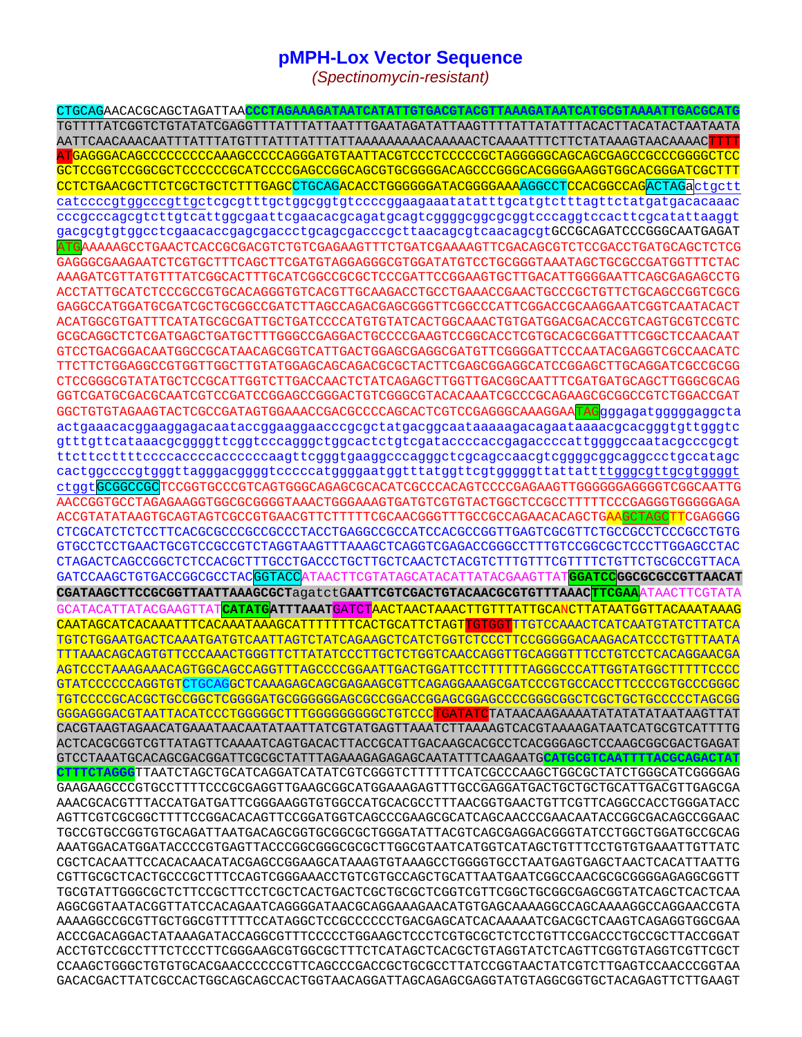# pMPH-Lox Vector Sequence

*(Spectinomycin-resistant)*

```
CTGCAGAACACGCAGCTAGATTAACCCTAGAAAGATAATCATATTGTGACGTACGTTAAAGATAATCATGCGTAAAATTGACGCATG
TGTTTTATCGGTCTGTATATCGAGGTTTATTTATTAATTTGAATAGATATTAAGTTTTATTATATTTACACTTACATACTAATAATA
AATTCAACAAACAATTTATTTATGTTTATTTATTTATTAAAAAAAAACAAAAACTCAAAATTTCTTCTATAAAGTAACAAAACTTTT
ATGAGGGACAGCCCCCCCCCAAAGCCCCCAGGGATGTAATTACGTCCCTCCCCCGCTAGGGGGCAGCAGCGAGCCGCCCGGGGCTCC
GCTCCGGTCCGGCGCTCCCCCCGCATCCCCGAGCCGGCAGCGTGCGGGGACAGCCCGGGCACGGGGAAGGTGGCACGGGATCGCTTT
CCTCTGAACGCTTCTCGCTGCTCTTTGAGCCTGCAGACACCTGGGGGGATACGGGGAAAAGGCCTCCACGGCCAGACTAGActgctt
catccccgtggcccgttgctcgcgtttgctggcggtgtccccggaagaaatatatttgcatgtctttagttctatgatgacacaaac
cccgcccagcgtcttgtcattggcgaattcgaacacgcagatgcagtcggggcggcgcggtcccaggtccacttcgcatattaaggt
gacgcgtgtggcctcgaacaccgagcgaccctgcagcgacccgcttaacagcgtcaacagcgtGCCGCAGATCCCGGGCAATGAGAT
ATGAAAAAGCCTGAACTCACCGCGACGTCTGTCGAGAAGTTTCTGATCGAAAAGTTCGACAGCGTCTCCGACCTGATGCAGCTCTCG
GAGGGCGAAGAATCTCGTGCTTTCAGCTTCGATGTAGGAGGGCGTGGATATGTCCTGCGGGTAAATAGCTGCGCCGATGGTTTCTAC
AAAGATCGTTATGTTTATCGGCACTTTGCATCGGCCGCGCTCCCGATTCCGGAAGTGCTTGACATTGGGGAATTCAGCGAGAGCCTG
ACCTATTGCATCTCCCGCCGTGCACAGGGTGTCACGTTGCAAGACCTGCCTGAAACCGAACTGCCCGCTGTTCTGCAGCCGGTCGCG
GAGGCCATGGATGCGATCGCTGCGGCCGATCTTAGCCAGACGAGCGGGTTCGGCCCATTCGGACCGCAAGGAATCGGTCAATACACT
ACATGGCGTGATTTCATATGCGCGATTGCTGATCCCCATGTGTATCACTGGCAAACTGTGATGGACGACACCGTCAGTGCGTCCGTC
GCGCAGGCTCTCGATGAGCTGATGCTTTGGGCCGAGGACTGCCCCGAAGTCCGGCACCTCGTGCACGCGGATTTCGGCTCCAACAAT
GTCCTGACGGACAATGGCCGCATAACAGCGGTCATTGACTGGAGCGAGGCGATGTTCGGGGATTCCCAATACGAGGTCGCCAACATC
TTCTTCTGGAGGCCGTGGTTGGCTTGTATGGAGCAGCAGACGCGCTACTTCGAGCGGAGGCATCCGGAGCTTGCAGGATCGCCGCGG
CTCCGGGCGTATATGCTCCGCATTGGTCTTGACCAACTCTATCAGAGCTTGGTTGACGGCAATTTCGATGATGCAGCTTGGGCGCAG
GGTCGATGCGACGCAATCGTCCGATCCGGAGCCGGGACTGTCGGGCGTACACAAATCGCCCGCAGAAGCGCGGCCGTCTGGACCGAT
GGCTGTGTAGAAGTACTCGCCGATAGTGGAAACCGACGCCCCAGCACTCGTCCGAGGGCAAAGGAATAGgggagatgggggaggcta
actgaaacacggaaggagacaataccggaaggaacccgcgctatgacggcaataaaaagacagaataaaacgcacgggtgttgggtc
gtttgttcataaacgcggggttcggtcccagggctggcactctgtcgataccccaccgagaccccattggggccaatacgcccgcgt
ttcttccttttccccaccccaccccccaagttcgggtgaaggcccagggctcgcagccaacgtcggggcggcaggccctgccatagc
cactggccccgtgggttagggacggggtcccccatggggaatggtttatggttcgtgggggttattattttgggcgttgcgtggggt
ctggtGCGGCCGCTCCGGTGCCCGTCAGTGGGCAGAGCGCACATCGCCCACAGTCCCCGAGAAGTTGGGGGGAGGGGTCGGCAATTG
AACCGGTGCCTAGAGAAGGTGGCGCGGGGTAAACTGGGAAAGTGATGTCGTGTACTGGCTCCGCCTTTTTCCCGAGGGTGGGGGAGA
ACCGTATATAAGTGCAGTAGTCGCCGTGAACGTTCTTTTTCGCAACGGGTTTGCCGCCAGAACACAGCTGAAGCTAGCTTCGAGGGG
CTCGCATCTCTCCTTCACGCGCCCGCCGCCCTACCTGAGGCCGCCATCCACGCCGGTTGAGTCGCGTTCTGCCGCCTCCCGCCTGTG
GTGCCTCCTGAACTGCGTCCGCCGTCTAGGTAAGTTTAAAGCTCAGGTCGAGACCGGGCCTTTGTCCGGCGCTCCCTTGGAGCCTAC
CTAGACTCAGCCGGCTCTCCACGCTTTGCCTGACCCTGCTTGCTCAACTCTACGTCTTTGTTTCGTTTTCTGTTCTGCGCCGTTACA
GATCCAAGCTGTGACCGGCGCCTACGGTACCATAACTTCGTATAGCATACATTATACGAAGTTATGGATCCGGCGCGCCGTTAACAT
CGATAAGCTTCCGCGGTTAATTAAAGCGCTagatctGAATTCGTCGACTGTACAACGCGTGTTTAAACTTCGAAATAACTTCGTATA
GCATACATTATACGAAGTTATCATATGATTTAAATGATCTAACTAACTAAACTTGTTTATTGCANCTTATAATGGTTACAAATAAAG
CAATAGCATCACAAATTTCACAAATAAAGCATTTTTTTCACTGCATTCTAGTTGTGGTTTGTCCAAACTCATCAATGTATCTTATCA
TGTCTGGAATGACTCAAATGATGTCAATTAGTCTATCAGAAGCTCATCTGGTCTCCCTTCCGGGGGACAAGACATCCCTGTTTAATA
TTTAAACAGCAGTGTTCCCAAACTGGGTTCTTATATCCCTTGCTCTGGTCAACCAGGTTGCAGGGTTTCCTGTCCTCACAGGAACGA
AGTCCCTAAAGAAACAGTGGCAGCCAGGTTTAGCCCCGGAATTGACTGGATTCCTTTTTTAGGGCCCATTGGTATGGCTTTTTCCCC
GTATCCCCCCAGGTGTCTGCAGGCTCAAAGAGCAGCGAGAAGCGTTCAGAGGAAAGCGATCCCGTGCCACCTTCCCCGTGCCCGGGC
TGTCCCCGCACGCTGCCGGCTCGGGGATGCGGGGGGAGCGCCGGACCGGAGCGGAGCCCCGGGCGGCTCGCTGCTGCCCCCTAGCGG
GGGAGGGACGTAATTACATCCCTGGGGGCTTTGGGGGGGGGCTGTCCCTGATATCTATAACAAGAAAATATATATATAATAAGTTAT
CACGTAAGTAGAACATGAAATAACAATATAATTATCGTATGAGTTAAATCTTAAAAGTCACGTAAAAGATAATCATGCGTCATTTTG
ACTCACGCGGTCGTTATAGTTCAAAATCAGTGACACTTACCGCATTGACAAGCACGCCTCACGGGAGCTCCAAGCGGCGACTGAGAT
GTCCTAAATGCACAGCGACGGATTCGCGCTATTTAGAAAGAGAGAGCAATATTTCAAGAATGCATGCGTCAATTTTACGCAGACTAT
CTTTCTAGGGTTAATCTAGCTGCATCAGGATCATATCGTCGGGTCTTTTTTCATCGCCCAAGCTGGCGCTATCTGGGCATCGGGGAG
GAAGAAGCCCGTGCCTTTTCCCGCGAGGTTGAAGCGGCATGGAAAGAGTTTGCCGAGGATGACTGCTGCTGCATTGACGTTGAGCGA
AAACGCACGTTTACCATGATGATTCGGGAAGGTGTGGCCATGCACGCCTTTAACGGTGAACTGTTCGTTCAGGCCACCTGGGATACC
AGTTCGTCGCGGCTTTTCCGGACACAGTTCCGGATGGTCAGCCCGAAGCGCATCAGCAACCCGAACAATACCGGCGACAGCCGGAAC
TGCCGTGCCGGTGTGCAGATTAATGACAGCGGTGCGGCGCTGGGATATTACGTCAGCGAGGACGGGTATCCTGGCTGGATGCCGCAG
AAATGGACATGGATACCCCGTGAGTTACCCGGCGGGCGCGCTTGGCGTAATCATGGTCATAGCTGTTTCCTGTGTGAAATTGTTATC
CGCTCACAATTCCACACAACATACGAGCCGGAAGCATAAAGTGTAAAGCCTGGGGTGCCTAATGAGTGAGCTAACTCACATTAATTG
CGTTGCGCTCACTGCCCGCTTTCCAGTCGGGAAACCTGTCGTGCCAGCTGCATTAATGAATCGGCCAACGCGCGGGGAGAGGCGGTT
TGCGTATTGGGCGCTCTTCCGCTTCCTCGCTCACTGACTCGCTGCGCTCGGTCGTTCGGCTGCGGCGAGCGGTATCAGCTCACTCAA
AGGCGGTAATACGGTTATCCACAGAATCAGGGGATAACGCAGGAAAGAACATGTGAGCAAAAGGCCAGCAAAAGGCCAGGAACCGTA
AAAAGGCCGCGTTGCTGGCGTTTTTCCATAGGCTCCGCCCCCCTGACGAGCATCACAAAAATCGACGCTCAAGTCAGAGGTGGCGAA
ACCCGACAGGACTATAAAGATACCAGGCGTTTCCCCCTGGAAGCTCCCTCGTGCGCTCTCCTGTTCCGACCCTGCCGCTTACCGGAT
ACCTGTCCGCCTTTCTCCCTTCGGGAAGCGTGGCGCTTTCTCATAGCTCACGCTGTAGGTATCTCAGTTCGGTGTAGGTCGTTCGCT
CCAAGCTGGGCTGTGTGCACGAACCCCCCGTTCAGCCCGACCGCTGCGCCTTATCCGGTAACTATCGTCTTGAGTCCAACCCGGTAA
GACACGACTTATCGCCACTGGCAGCAGCCACTGGTAACAGGATTAGCAGAGCGAGGTATGTAGGCGGTGCTACAGAGTTCTTGAAGT
```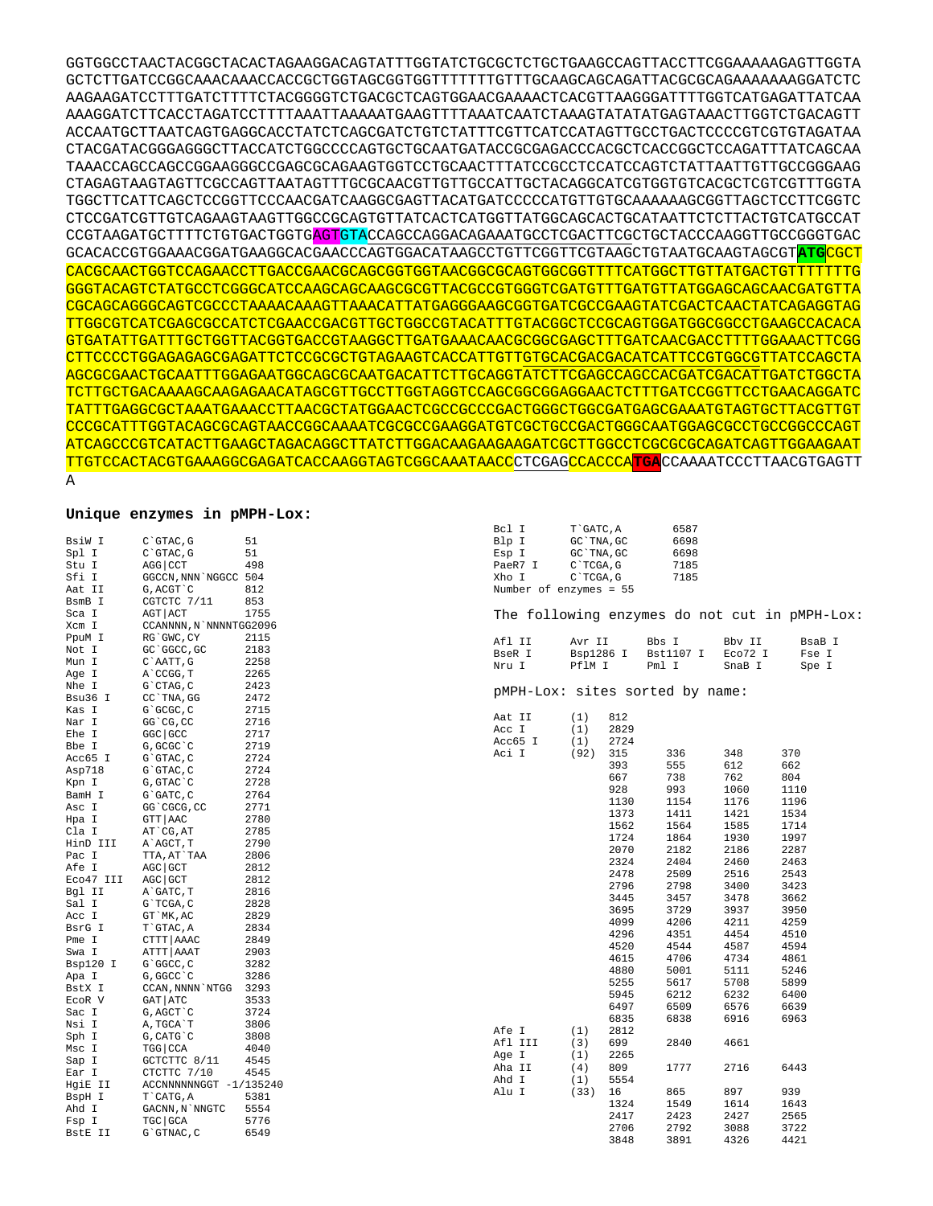```
GGTGGCCTAACTACGGCTACACTAGAAGGACAGTATTTGGTATCTGCGCTCTGCTGAAGCCAGTTACCTTCGGAAAAAGAGTTGGTA
GCTCTTGATCCGGCAAACAAACCACCGCTGGTAGCGGTGGTTTTTTTGTTTGCAAGCAGCAGATTACGCGCAGAAAAAAAGGATCTC
AAGAAGATCCTTTGATCTTTTCTACGGGGTCTGACGCTCAGTGGAACGAAAACTCACGTTAAGGGATTTTGGTCATGAGATTATCAA
AAAGGATCTTCACCTAGATCCTTTTAAATTAAAAATGAAGTTTTAAATCAATCTAAAGTATATATGAGTAAACTTGGTCTGACAGTT
ACCAATGCTTAATCAGTGAGGCACCTATCTCAGCGATCTGTCTATTTCGTTCATCCATAGTTGCCTGACTCCCCGTCGTGTAGATAA
CTACGATACGGGAGGGCTTACCATCTGGCCCCAGTGCTGCAATGATACCGCGAGACCCACGCTCACCGGCTCCAGATTTATCAGCAA
TAAACCAGCCAGCCGGAAGGGCCGAGCGCAGAAGTGGTCCTGCAACTTTATCCGCCTCCATCCAGTCTATTAATTGTTGCCGGGAAG
CTAGAGTAAGTAGTTCGCCAGTTAATAGTTTGCGCAACGTTGTTGCCATTGCTACAGGCATCGTGGTGTCACGCTCGTCGTTTGGTA
TGGCTTCATTCAGCTCCGGTTCCCAACGATCAAGGCGAGTTACATGATCCCCCATGTTGTGCAAAAAAGCGGTTAGCTCCTTCGGTC
CTCCGATCGTTGTCAGAAGTAAGTTGGCCGCAGTGTTATCACTCATGGTTATGGCAGCACTGCATAATTCTCTTACTGTCATGCCAT
CCGTAAGATGCTTTTCTGTGACTGGTGAGTGTACCAGCCAGGACAGAAATGCCTCGACTTCGCTGCTACCCAAGGTTGCCGGGTGAC
GCACACCGTGGAAACGGATGAAGGCACGAACCCAGTGGACATAAGCCTGTTCGGTTCGTAAGCTGTAATGCAAGTAGCGTATGCGCT
CACGCAACTGGTCCAGAACCTTGACCGAACGCAGCGGTGGTAACGGCGCAGTGGCGGTTTTCATGGCTTGTTATGACTGTTTTTTTG
GGGTACAGTCTATGCCTCGGGCATCCAAGCAGCAAGCGCGTTACGCCGTGGGTCGATGTTTGATGTTATGGAGCAGCAACGATGTTA
CGCAGCAGGGCAGTCGCCCTAAAACAAAGTTAAACATTATGAGGGAAGCGGTGATCGCCGAAGTATCGACTCAACTATCAGAGGTAG
TTGGCGTCATCGAGCGCCATCTCGAACCGACGTTGCTGGCCGTACATTTGTACGGCTCCGCAGTGGATGGCGGCCTGAAGCCACACA
GTGATATTGATTTGCTGGTTACGGTGACCGTAAGGCTTGATGAAACAACGCGGCGAGCTTTGATCAACGACCTTTTGGAAACTTCGG
CTTCCCCTGGAGAGAGCGAGATTCTCCGCGCTGTAGAAGTCACCATTGTTGTGCACGACGACATCATTCCGTGGCGTTATCCAGCTA
AGCGCGAACTGCAATTTGGAGAATGGCAGCGCAATGACATTCTTGCAGGTATCTTCGAGCCAGCCACGATCGACATTGATCTGGCTA
TCTTGCTGACAAAAGCAAGAGAACATAGCGTTGCCTTGGTAGGTCCAGCGGCGGAGGAACTCTTTGATCCGGTTCCTGAACAGGATC
TATTTGAGGCGCTAAATGAAACCTTAACGCTATGGAACTCGCCGCCCGACTGGGCTGGCGATGAGCGAAATGTAGTGCTTACGTTGT
CCCGCATTTGGTACAGCGCAGTAACCGGCAAAATCGCGCCGAAGGATGTCGCTGCCGACTGGGCAATGGAGCGCCTGCCGGCCCAGT
ATCAGCCCGTCATACTTGAAGCTAGACAGGCTTATCTTGGACAAGAAGAAGATCGCTTGGCCTCGCGCGCAGATCAGTTGGAAGAAT
TTGTCCACTACGTGAAAGGCGAGATCACCAAGGTAGTCGGCAAATAACCCTCGAGCCACCCATGACCAAAATCCCTTAACGTGAGTT
A
```

**Unique enzymes in pMPH-Lox:**

```
BsiW I     C`GTAC,G        51
Spl I      C`GTAC,G        51
Stu I      AGG|CCT         498
Sfi I      GGCCN,NNN`NGGCC 504
Aat II     G,ACGT`C        812
BsmB I     CGTCTC 7/11     853
Sca I      AGT|ACT         1755
Xcm I      CCANNNN,N`NNNNTGG2096
PpuM I     RG`GWC,CY       2115
Not I      GC`GGCC,GC      2183
Mun I      C`AATT,G        2258
Age I      A`CCGG,T        2265
Nhe I      G`CTAG,C        2423
Bsu36 I    CC`TNA,GG       2472
Kas I      G`GCGC,C        2715
Nar I      GG`CG,CC        2716
Ehe I      GGC|GCC         2717
Bbe I      G,GCGC`C        2719
Acc65 I    G`GTAC,C        2724
Asp718     G`GTAC,C        2724
Kpn I      G,GTAC`C        2728
BamH I     G`GATC,C        2764
Asc I      GG`CGCG,CC      2771
Hpa I      GTT|AAC         2780
Cla I      AT`CG,AT        2785
HinD III   A`AGCT,T        2790
Pac I      TTA,AT`TAA      2806
Afe I      AGC|GCT         2812
Eco47 III  AGC|GCT         2812
Bgl II     A`GATC,T        2816
Sal I      G`TCGA,C        2828
Acc I      GT`MK,AC        2829
BsrG I     T`GTAC,A        2834
Pme I      CTTT|AAAC       2849
Swa I      ATTT|AAAT       2903
Bsp120 I   G`GGCC,C        3282
Apa I      G,GGCC`C        3286
BstX I     CCAN,NNNN`NTGG  3293
EcoR V     GAT|ATC         3533
Sac I      G,AGCT`C        3724
Nsi I      A,TGCA`T        3806
Sph I      G,CATG`C        3808
Msc I      TGG|CCA         4040
Sap I      GCTCTTC 8/11    4545
Ear I      CTCTTC 7/10     4545
HgiE II    ACCNNNNNNGGT -1/135240
BspH I     T`CATG,A        5381
Ahd I      GACNN,N`NNGTC   5554
Fsp I      TGC|GCA         5776
BstE II    G`GTNAC,C       6549
Bcl I      T`GATC,A        6587
Blp I      GC`TNA,GC       6698
Esp I      GC`TNA,GC       6698
PaeR7 I    C`TCGA,G        7185
Xho I      C`TCGA,G        7185
Number of enzymes = 55
```

The following enzymes do not cut in pMPH-Lox:

```
Afl II     Avr II     Bbs I      Bbv II     BsaB I
BseR I     Bsp1286 I  Bst1107 I  Eco72 I    Fse I
Nru I      PflM I     Pml I      SnaB I     Spe I
```

pMPH-Lox: sites sorted by name:

```
Aat II     (1)   812
Acc I      (1)   2829
Acc65 I    (1)   2724
Aci I      (92)  315    336    348    370
                 393    555    612    662
                 667    738    762    804
                 928    993    1060   1110
                 1130   1154   1176   1196
                 1373   1411   1421   1534
                 1562   1564   1585   1714
                 1724   1864   1930   1997
                 2070   2182   2186   2287
                 2324   2404   2460   2463
                 2478   2509   2516   2543
                 2796   2798   3400   3423
                 3445   3457   3478   3662
                 3695   3729   3937   3950
                 4099   4206   4211   4259
                 4296   4351   4454   4510
                 4520   4544   4587   4594
                 4615   4706   4734   4861
                 4880   5001   5111   5246
                 5255   5617   5708   5899
                 5945   6212   6232   6400
                 6497   6509   6576   6639
                 6835   6838   6916   6963
Afe I      (1)   2812
Afl III    (3)   699    2840   4661
Age I      (1)   2265
Aha II     (4)   809    1777   2716   6443
Ahd I      (1)   5554
Alu I      (33)  16     865    897    939
                 1324   1549   1614   1643
                 2417   2423   2427   2565
                 2706   2792   3088   3722
                 3848   3891   4326   4421
```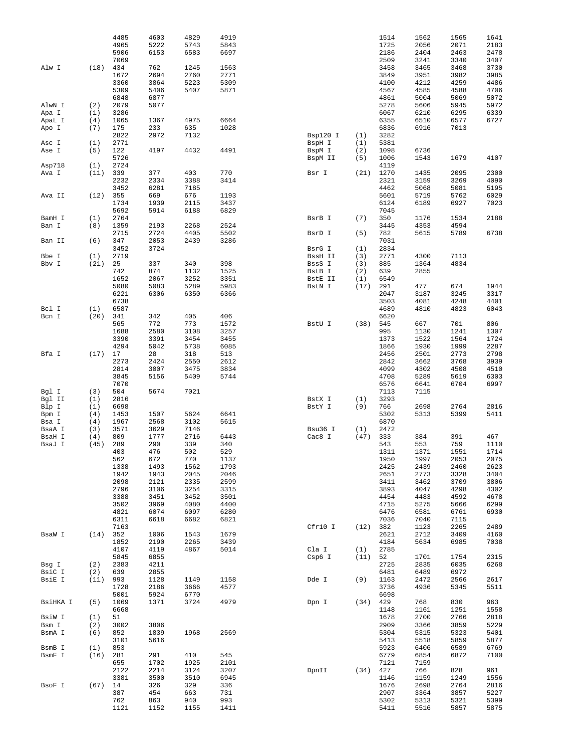```
                4485    4603    4829    4919                            1514    1562    1565    1641
                4965    5222    5743    5843                            1725    2056    2071    2183
                5906    6153    6583    6697                            2186    2404    2463    2478
                7069                                                    2509    3241    3340    3407
Alw I     (18)  434     762     1245    1563                            3458    3465    3468    3730
                1672    2694    2760    2771                            3849    3951    3982    3985
                3360    3864    5223    5309                            4100    4212    4259    4486
                5309    5406    5407    5871                            4567    4585    4588    4706
                6848    6877                                            4861    5004    5069    5072
AlwN I    (2)   2079    5077                                            5278    5606    5945    5972
Apa I     (1)   3286                                                    6067    6210    6295    6339
ApaL I    (4)   1065    1367    4975    6664                            6355    6510    6577    6727
Apo I     (7)   175     233     635     1028                            6836    6916    7013
                2822    2972    7132                    Bsp120 I  (1)   3282
Asc I     (1)   2771                                    BspH I    (1)   5381
Ase I     (5)   122     4197    4432    4491            BspM I    (2)   1098    6736
                5726                                    BspM II   (5)   1006    1543    1679    4107
Asp718    (1)   2724                                                    4119
Ava I     (11)  339     377     403     770             Bsr I     (21)  1270    1435    2095    2300
                2232    2334    3388    3414                            2321    3159    3269    4090
                3452    6281    7185                                    4462    5068    5081    5195
Ava II    (12)  355     669     676     1193                            5601    5719    5762    6029
                1734    1939    2115    3437                            6124    6189    6927    7023
                5692    5914    6188    6829                            7045
BamH I    (1)   2764                                    BsrB I    (7)   350     1176    1534    2188
Ban I     (8)   1359    2193    2268    2524                            3445    4353    4594
                2715    2724    4405    5502            BsrD I    (5)   782     5615    5789    6738
Ban II    (6)   347     2053    2439    3286                            7031
                3452    3724                            BsrG I    (1)   2834
Bbe I     (1)   2719                                    BssH II   (3)   2771    4300    7113
Bbv I     (21)  25      337     340     398             BssS I    (3)   885     1364    4834
                742     874     1132    1525            BstB I    (2)   639     2855
                1652    2067    3252    3351            BstE II   (1)   6549
                5080    5083    5289    5983            BstN I    (17)  291     477     674     1944
                6221    6306    6350    6366                            2047    3187    3245    3317
                6738                                                    3503    4081    4248    4401
Bcl I     (1)   6587                                                    4689    4810    4823    6043
Bcn I     (20)  341     342     405     406                             6620
                565     772     773     1572            BstU I    (38)  545     667     701     806
                1688    2580    3108    3257                            995     1130    1241    1307
                3390    3391    3454    3455                            1373    1522    1564    1724
                4294    5042    5738    6085                            1866    1930    1999    2287
Bfa I     (17)  17      28      318     513                             2456    2501    2773    2798
                2273    2424    2550    2612                            2842    3662    3768    3939
                2814    3007    3475    3834                            4099    4302    4508    4510
                3845    5156    5409    5744                            4708    5289    5619    6303
                7070                                                    6576    6641    6704    6997
Bgl I     (3)   504     5674    7021                                    7113    7115
Bgl II    (1)   2816                                    BstX I    (1)   3293
Blp I     (1)   6698                                    BstY I    (9)   766     2698    2764    2816
Bpm I     (4)   1453    1507    5624    6641                            5302    5313    5399    5411
Bsa I     (4)   1967    2568    3102    5615                            6870
BsaA I    (3)   3571    3629    7146                    Bsu36 I   (1)   2472
BsaH I    (4)   809     1777    2716    6443            Cac8 I    (47)  333     384     391     467
BsaJ I    (45)  289     290     339     340                             543     553     759     1110
                403     476     502     529                             1311    1371    1551    1714
                562     672     770     1137                            1950    1997    2053    2075
                1338    1493    1562    1793                            2425    2439    2460    2623
                1942    1943    2045    2046                            2651    2773    3328    3404
                2098    2121    2335    2599                            3411    3462    3709    3806
                2796    3106    3254    3315                            3893    4047    4298    4302
                3388    3451    3452    3501                            4454    4483    4592    4678
                3502    3969    4080    4400                            4715    5275    5666    6299
                4821    6074    6097    6280                            6476    6581    6761    6930
                6311    6618    6682    6821                            7036    7040    7115
                7163                                    Cfr10 I   (12)  382     1123    2265    2489
BsaW I    (14)  352     1006    1543    1679                            2621    2712    3409    4160
                1852    2190    2265    3439                            4184    5634    6985    7038
                4107    4119    4867    5014            Cla I     (1)   2785
                5845    6855                            Csp6 I    (11)  52      1701    1754    2315
Bsg I     (2)   2383    4211                                            2725    2835    6035    6268
BsiC I    (2)   639     2855                                            6481    6489    6972
BsiE I    (11)  993     1128    1149    1158            Dde I     (9)   1163    2472    2566    2617
                1728    2186    3666    4577                            3736    4936    5345    5511
                5001    5924    6770                                    6698
BsiHKA I  (5)   1069    1371    3724    4979            Dpn I     (34)  429     768     830     963
                6668                                                    1148    1161    1251    1558
BsiW I    (1)   51                                                      1678    2700    2766    2818
Bsm I     (2)   3002    3806                                            2909    3366    3859    5229
BsmA I    (6)   852     1839    1968    2569                            5304    5315    5323    5401
                3101    5616                                            5413    5518    5859    5877
BsmB I    (1)   853                                                     5923    6406    6589    6769
BsmF I    (16)  281     291     410     545                             6779    6854    6872    7100
                655     1702    1925    2101                            7121    7159
                2122    2214    3124    3207            DpnII     (34)  427     766     828     961
                3381    3500    3510    6945                            1146    1159    1249    1556
BsoF I    (67)  14      326     329     336                             1676    2698    2764    2816
                387     454     663     731                             2907    3364    3857    5227
                762     863     940     993                             5302    5313    5321    5399
                1121    1152    1155    1411                            5411    5516    5857    5875
```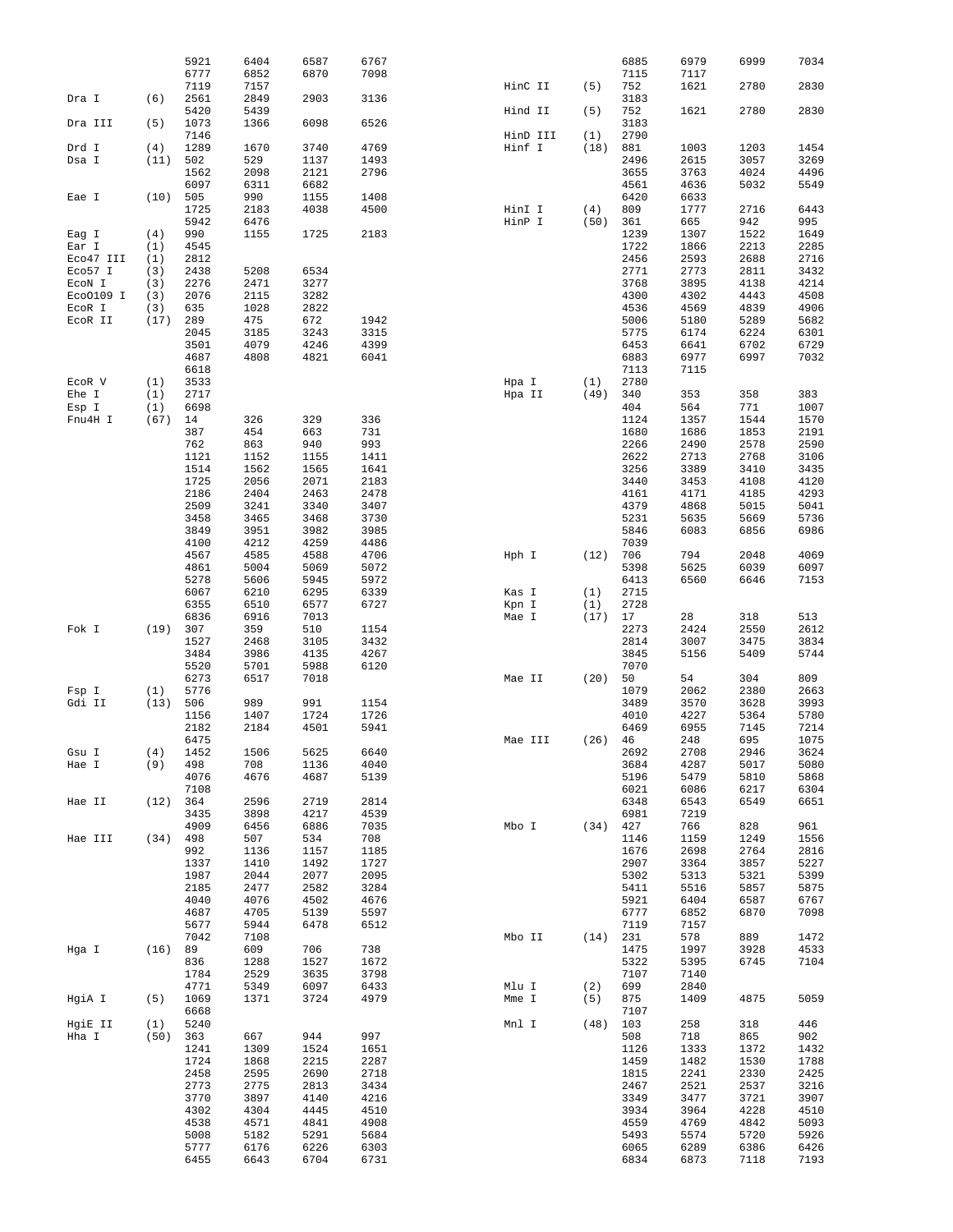| Enzyme | Count | Positions | | | |
|---|---|---|---|---|---|
| | | 5921 | 6404 | 6587 | 6767 |
| | | 6777 | 6852 | 6870 | 7098 |
| | | 7119 | 7157 | | |
| Dra I | (6) | 2561 | 2849 | 2903 | 3136 |
| | | 5420 | 5439 | | |
| Dra III | (5) | 1073 | 1366 | 6098 | 6526 |
| | | 7146 | | | |
| Drd I | (4) | 1289 | 1670 | 3740 | 4769 |
| Dsa I | (11) | 502 | 529 | 1137 | 1493 |
| | | 1562 | 2098 | 2121 | 2796 |
| | | 6097 | 6311 | 6682 | |
| Eae I | (10) | 505 | 990 | 1155 | 1408 |
| | | 1725 | 2183 | 4038 | 4500 |
| | | 5942 | 6476 | | |
| Eag I | (4) | 990 | 1155 | 1725 | 2183 |
| Ear I | (1) | 4545 | | | |
| Eco47 III | (1) | 2812 | | | |
| Eco57 I | (3) | 2438 | 5208 | 6534 | |
| EcoN I | (3) | 2276 | 2471 | 3277 | |
| EcoO109 I | (3) | 2076 | 2115 | 3282 | |
| EcoR I | (3) | 635 | 1028 | 2822 | |
| EcoR II | (17) | 289 | 475 | 672 | 1942 |
| | | 2045 | 3185 | 3243 | 3315 |
| | | 3501 | 4079 | 4246 | 4399 |
| | | 4687 | 4808 | 4821 | 6041 |
| | | 6618 | | | |
| EcoR V | (1) | 3533 | | | |
| Ehe I | (1) | 2717 | | | |
| Esp I | (1) | 6698 | | | |
| Fnu4H I | (67) | 14 | 326 | 329 | 336 |
| | | 387 | 454 | 663 | 731 |
| | | 762 | 863 | 940 | 993 |
| | | 1121 | 1152 | 1155 | 1411 |
| | | 1514 | 1562 | 1565 | 1641 |
| | | 1725 | 2056 | 2071 | 2183 |
| | | 2186 | 2404 | 2463 | 2478 |
| | | 2509 | 3241 | 3340 | 3407 |
| | | 3458 | 3465 | 3468 | 3730 |
| | | 3849 | 3951 | 3982 | 3985 |
| | | 4100 | 4212 | 4259 | 4486 |
| | | 4567 | 4585 | 4588 | 4706 |
| | | 4861 | 5004 | 5069 | 5072 |
| | | 5278 | 5606 | 5945 | 5972 |
| | | 6067 | 6210 | 6295 | 6339 |
| | | 6355 | 6510 | 6577 | 6727 |
| | | 6836 | 6916 | 7013 | |
| Fok I | (19) | 307 | 359 | 510 | 1154 |
| | | 1527 | 2468 | 3105 | 3432 |
| | | 3484 | 3986 | 4135 | 4267 |
| | | 5520 | 5701 | 5988 | 6120 |
| | | 6273 | 6517 | 7018 | |
| Fsp I | (1) | 5776 | | | |
| Gdi II | (13) | 506 | 989 | 991 | 1154 |
| | | 1156 | 1407 | 1724 | 1726 |
| | | 2182 | 2184 | 4501 | 5941 |
| | | 6475 | | | |
| Gsu I | (4) | 1452 | 1506 | 5625 | 6640 |
| Hae I | (9) | 498 | 708 | 1136 | 4040 |
| | | 4076 | 4676 | 4687 | 5139 |
| | | 7108 | | | |
| Hae II | (12) | 364 | 2596 | 2719 | 2814 |
| | | 3435 | 3898 | 4217 | 4539 |
| | | 4909 | 6456 | 6886 | 7035 |
| Hae III | (34) | 498 | 507 | 534 | 708 |
| | | 992 | 1136 | 1157 | 1185 |
| | | 1337 | 1410 | 1492 | 1727 |
| | | 1987 | 2044 | 2077 | 2095 |
| | | 2185 | 2477 | 2582 | 3284 |
| | | 4040 | 4076 | 4502 | 4676 |
| | | 4687 | 4705 | 5139 | 5597 |
| | | 5677 | 5944 | 6478 | 6512 |
| | | 7042 | 7108 | | |
| Hga I | (16) | 89 | 609 | 706 | 738 |
| | | 836 | 1288 | 1527 | 1672 |
| | | 1784 | 2529 | 3635 | 3798 |
| | | 4771 | 5349 | 6097 | 6433 |
| HgiA I | (5) | 1069 | 1371 | 3724 | 4979 |
| | | 6668 | | | |
| HgiE II | (1) | 5240 | | | |
| Hha I | (50) | 363 | 667 | 944 | 997 |
| | | 1241 | 1309 | 1524 | 1651 |
| | | 1724 | 1868 | 2215 | 2287 |
| | | 2458 | 2595 | 2690 | 2718 |
| | | 2773 | 2775 | 2813 | 3434 |
| | | 3770 | 3897 | 4140 | 4216 |
| | | 4302 | 4304 | 4445 | 4510 |
| | | 4538 | 4571 | 4841 | 4908 |
| | | 5008 | 5182 | 5291 | 5684 |
| | | 5777 | 6176 | 6226 | 6303 |
| | | 6455 | 6643 | 6704 | 6731 |
| | | 6885 | 6979 | 6999 | 7034 |
| | | 7115 | 7117 | | |
| HinC II | (5) | 752 | 1621 | 2780 | 2830 |
| | | 3183 | | | |
| Hind II | (5) | 752 | 1621 | 2780 | 2830 |
| | | 3183 | | | |
| HinD III | (1) | 2790 | | | |
| Hinf I | (18) | 881 | 1003 | 1203 | 1454 |
| | | 2496 | 2615 | 3057 | 3269 |
| | | 3655 | 3763 | 4024 | 4496 |
| | | 4561 | 4636 | 5032 | 5549 |
| | | 6420 | 6633 | | |
| HinI I | (4) | 809 | 1777 | 2716 | 6443 |
| HinP I | (50) | 361 | 665 | 942 | 995 |
| | | 1239 | 1307 | 1522 | 1649 |
| | | 1722 | 1866 | 2213 | 2285 |
| | | 2456 | 2593 | 2688 | 2716 |
| | | 2771 | 2773 | 2811 | 3432 |
| | | 3768 | 3895 | 4138 | 4214 |
| | | 4300 | 4302 | 4443 | 4508 |
| | | 4536 | 4569 | 4839 | 4906 |
| | | 5006 | 5180 | 5289 | 5682 |
| | | 5775 | 6174 | 6224 | 6301 |
| | | 6453 | 6641 | 6702 | 6729 |
| | | 6883 | 6977 | 6997 | 7032 |
| | | 7113 | 7115 | | |
| Hpa I | (1) | 2780 | | | |
| Hpa II | (49) | 340 | 353 | 358 | 383 |
| | | 404 | 564 | 771 | 1007 |
| | | 1124 | 1357 | 1544 | 1570 |
| | | 1680 | 1686 | 1853 | 2191 |
| | | 2266 | 2490 | 2578 | 2590 |
| | | 2622 | 2713 | 2768 | 3106 |
| | | 3256 | 3389 | 3410 | 3435 |
| | | 3440 | 3453 | 4108 | 4120 |
| | | 4161 | 4171 | 4185 | 4293 |
| | | 4379 | 4868 | 5015 | 5041 |
| | | 5231 | 5635 | 5669 | 5736 |
| | | 5846 | 6083 | 6856 | 6986 |
| | | 7039 | | | |
| Hph I | (12) | 706 | 794 | 2048 | 4069 |
| | | 5398 | 5625 | 6039 | 6097 |
| | | 6413 | 6560 | 6646 | 7153 |
| Kas I | (1) | 2715 | | | |
| Kpn I | (1) | 2728 | | | |
| Mae I | (17) | 17 | 28 | 318 | 513 |
| | | 2273 | 2424 | 2550 | 2612 |
| | | 2814 | 3007 | 3475 | 3834 |
| | | 3845 | 5156 | 5409 | 5744 |
| | | 7070 | | | |
| Mae II | (20) | 50 | 54 | 304 | 809 |
| | | 1079 | 2062 | 2380 | 2663 |
| | | 3489 | 3570 | 3628 | 3993 |
| | | 4010 | 4227 | 5364 | 5780 |
| | | 6469 | 6955 | 7145 | 7214 |
| Mae III | (26) | 46 | 248 | 695 | 1075 |
| | | 2692 | 2708 | 2946 | 3624 |
| | | 3684 | 4287 | 5017 | 5080 |
| | | 5196 | 5479 | 5810 | 5868 |
| | | 6021 | 6086 | 6217 | 6304 |
| | | 6348 | 6543 | 6549 | 6651 |
| | | 6981 | 7219 | | |
| Mbo I | (34) | 427 | 766 | 828 | 961 |
| | | 1146 | 1159 | 1249 | 1556 |
| | | 1676 | 2698 | 2764 | 2816 |
| | | 2907 | 3364 | 3857 | 5227 |
| | | 5302 | 5313 | 5321 | 5399 |
| | | 5411 | 5516 | 5857 | 5875 |
| | | 5921 | 6404 | 6587 | 6767 |
| | | 6777 | 6852 | 6870 | 7098 |
| | | 7119 | 7157 | | |
| Mbo II | (14) | 231 | 578 | 889 | 1472 |
| | | 1475 | 1997 | 3928 | 4533 |
| | | 5322 | 5395 | 6745 | 7104 |
| | | 7107 | 7140 | | |
| Mlu I | (2) | 699 | 2840 | | |
| Mme I | (5) | 875 | 1409 | 4875 | 5059 |
| | | 7107 | | | |
| Mnl I | (48) | 103 | 258 | 318 | 446 |
| | | 508 | 718 | 865 | 902 |
| | | 1126 | 1333 | 1372 | 1432 |
| | | 1459 | 1482 | 1530 | 1788 |
| | | 1815 | 2241 | 2330 | 2425 |
| | | 2467 | 2521 | 2537 | 3216 |
| | | 3349 | 3477 | 3721 | 3907 |
| | | 3934 | 3964 | 4228 | 4510 |
| | | 4559 | 4769 | 4842 | 5093 |
| | | 5493 | 5574 | 5720 | 5926 |
| | | 6065 | 6289 | 6386 | 6426 |
| | | 6834 | 6873 | 7118 | 7193 |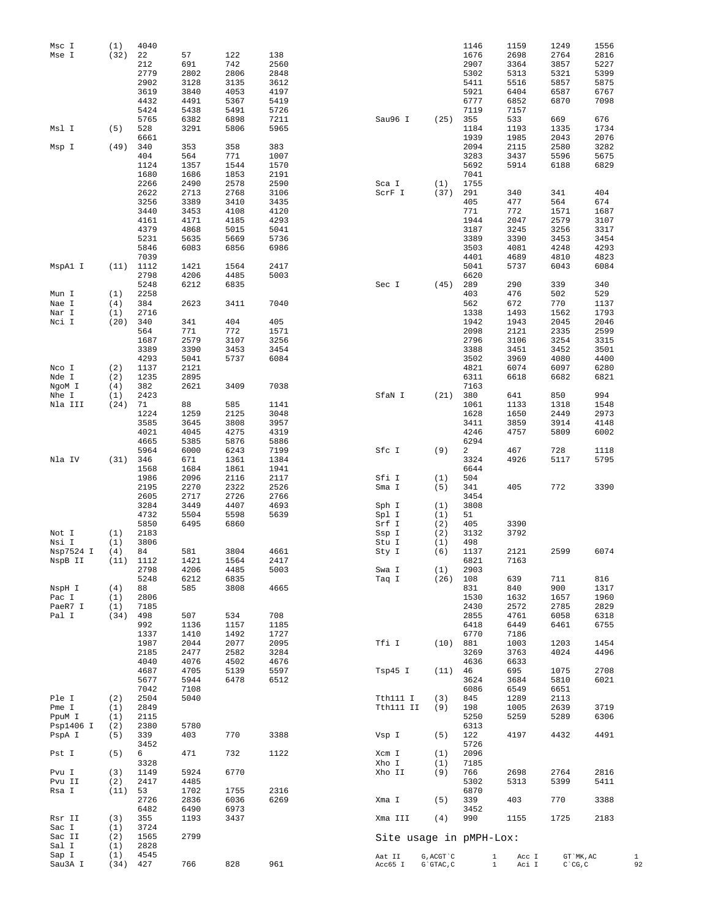```
Msc I       (1)   4040
Mse I       (32)  22     57     122    138
                  212    691    742    2560
                  2779   2802   2806   2848
                  2902   3128   3135   3612
                  3619   3840   4053   4197
                  4432   4491   5367   5419
                  5424   5438   5491   5726
                  5765   6382   6898   7211
Msl I       (5)   528    3291   5806   5965
                  6661
Msp I       (49)  340    353    358    383
                  404    564    771    1007
                  1124   1357   1544   1570
                  1680   1686   1853   2191
                  2266   2490   2578   2590
                  2622   2713   2768   3106
                  3256   3389   3410   3435
                  3440   3453   4108   4120
                  4161   4171   4185   4293
                  4379   4868   5015   5041
                  5231   5635   5669   5736
                  5846   6083   6856   6986
                  7039
MspA1 I     (11)  1112   1421   1564   2417
                  2798   4206   4485   5003
                  5248   6212   6835
Mun I       (1)   2258
Nae I       (4)   384    2623   3411   7040
Nar I       (1)   2716
Nci I       (20)  340    341    404    405
                  564    771    772    1571
                  1687   2579   3107   3256
                  3389   3390   3453   3454
                  4293   5041   5737   6084
Nco I       (2)   1137   2121
Nde I       (2)   1235   2895
NgoM I      (4)   382    2621   3409   7038
Nhe I       (1)   2423
Nla III     (24)  71     88     585    1141
                  1224   1259   2125   3048
                  3585   3645   3808   3957
                  4021   4045   4275   4319
                  4665   5385   5876   5886
                  5964   6000   6243   7199
Nla IV      (31)  346    671    1361   1384
                  1568   1684   1861   1941
                  1986   2096   2116   2117
                  2195   2270   2322   2526
                  2605   2717   2726   2766
                  3284   3449   4407   4693
                  4732   5504   5598   5639
                  5850   6495   6860
Not I       (1)   2183
Nsi I       (1)   3806
Nsp7524 I   (4)   84     581    3804   4661
NspB II     (11)  1112   1421   1564   2417
                  2798   4206   4485   5003
                  5248   6212   6835
NspH I      (4)   88     585    3808   4665
Pac I       (1)   2806
PaeR7 I     (1)   7185
Pal I       (34)  498    507    534    708
                  992    1136   1157   1185
                  1337   1410   1492   1727
                  1987   2044   2077   2095
                  2185   2477   2582   3284
                  4040   4076   4502   4676
                  4687   4705   5139   5597
                  5677   5944   6478   6512
                  7042   7108
Ple I       (2)   2504   5040
Pme I       (1)   2849
PpuM I      (1)   2115
Psp1406 I   (2)   2380   5780
PspA I      (5)   339    403    770    3388
                  3452
Pst I       (5)   6      471    732    1122
                  3328
Pvu I       (3)   1149   5924   6770
Pvu II      (2)   2417   4485
Rsa I       (11)  53     1702   1755   2316
                  2726   2836   6036   6269
                  6482   6490   6973
Rsr II      (3)   355    1193   3437
Sac I       (1)   3724
Sac II      (2)   1565   2799
Sal I       (1)   2828
Sap I       (1)   4545
Sau3A I     (34)  427    766    828    961
                  1146   1159   1249   1556
                  1676   2698   2764   2816
                  2907   3364   3857   5227
                  5302   5313   5321   5399
                  5411   5516   5857   5875
                  5921   6404   6587   6767
                  6777   6852   6870   7098
                  7119   7157
Sau96 I     (25)  355    533    669    676
                  1184   1193   1335   1734
                  1939   1985   2043   2076
                  2094   2115   2580   3282
                  3283   3437   5596   5675
                  5692   5914   6188   6829
                  7041
Sca I       (1)   1755
ScrF I      (37)  291    340    341    404
                  405    477    564    674
                  771    772    1571   1687
                  1944   2047   2579   3107
                  3187   3245   3256   3317
                  3389   3390   3453   3454
                  3503   4081   4248   4293
                  4401   4689   4810   4823
                  5041   5737   6043   6084
                  6620
Sec I       (45)  289    290    339    340
                  403    476    502    529
                  562    672    770    1137
                  1338   1493   1562   1793
                  1942   1943   2045   2046
                  2098   2121   2335   2599
                  2796   3106   3254   3315
                  3388   3451   3452   3501
                  3502   3969   4080   4400
                  4821   6074   6097   6280
                  6311   6618   6682   6821
                  7163
SfaN I      (21)  380    641    850    994
                  1061   1133   1318   1548
                  1628   1650   2449   2973
                  3411   3859   3914   4148
                  4246   4757   5809   6002
                  6294
Sfc I       (9)   2      467    728    1118
                  3324   4926   5117   5795
                  6644
Sfi I       (1)   504
Sma I       (5)   341    405    772    3390
                  3454
Sph I       (1)   3808
Spl I       (1)   51
Srf I       (2)   405    3390
Ssp I       (2)   3132   3792
Stu I       (1)   498
Sty I       (6)   1137   2121   2599   6074
                  6821   7163
Swa I       (1)   2903
Taq I       (26)  108    639    711    816
                  831    840    900    1317
                  1530   1632   1657   1960
                  2430   2572   2785   2829
                  2855   4761   6058   6318
                  6418   6449   6461   6755
                  6770   7186
Tfi I       (10)  881    1003   1203   1454
                  3269   3763   4024   4496
                  4636   6633
Tsp45 I     (11)  46     695    1075   2708
                  3624   3684   5810   6021
                  6086   6549   6651
Tth111 I    (3)   845    1289   2113
Tth111 II   (9)   198    1005   2639   3719
                  5250   5259   5289   6306
                  6313
Vsp I       (5)   122    4197   4432   4491
                  5726
Xcm I       (1)   2096
Xho I       (1)   7185
Xho II      (9)   766    2698   2764   2816
                  5302   5313   5399   5411
                  6870
Xma I       (5)   339    403    770    3388
                  3452
Xma III     (4)   990    1155   1725   2183
```

## Site usage in pMPH-Lox:

```
Aat II     G,ACGT`C      1     Acc I     GT`MK,AC      1
Acc65 I    G`GTAC,C      1     Aci I     C`CG,C        92
```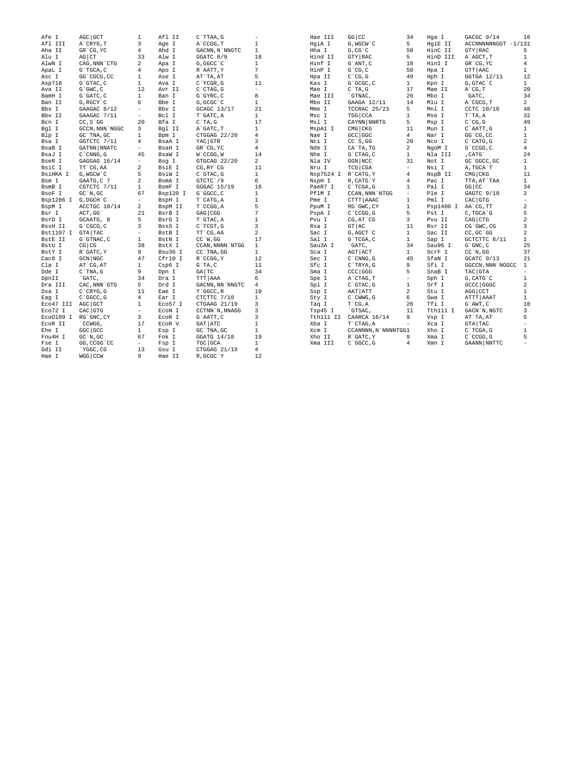| | | | | | |
|---|---|---|---|---|---|
| Afe I | AGC\|GCT | 1 | Afl II | C`TTAA,G | - |
| Afl III | A`CRYG,T | 3 | Age I | A`CCGG,T | 1 |
| Aha II | GR`CG,YC | 4 | Ahd I | GACNN,N`NNGTC | 1 |
| Alu I | AG\|CT | 33 | Alw I | GGATC 8/9 | 18 |
| AlwN I | CAG,NNN`CTG | 2 | Apa I | G,GGCC`C | 1 |
| ApaL I | G`TGCA,C | 4 | Apo I | R`AATT,Y | 7 |
| Asc I | GG`CGCG,CC | 1 | Ase I | AT`TA,AT | 5 |
| Asp718 | G`GTAC,C | 1 | Ava I | C`YCGR,G | 11 |
| Ava II | G`GWC,C | 12 | Avr II | C`CTAG,G | - |
| BamH I | G`GATC,C | 1 | Ban I | G`GYRC,C | 8 |
| Ban II | G,RGCY`C | 6 | Bbe I | G,GCGC`C | 1 |
| Bbs I | GAAGAC 8/12 | - | Bbv I | GCAGC 13/17 | 21 |
| Bbv II | GAAGAC 7/11 | - | Bcl I | T`GATC,A | 1 |
| Bcn I | CC,S`GG | 20 | Bfa I | C`TA,G | 17 |
| Bgl I | GCCN,NNN`NGGC | 3 | Bgl II | A`GATC,T | 1 |
| Blp I | GC`TNA,GC | 1 | Bpm I | CTGGAG 22/20 | 4 |
| Bsa I | GGTCTC 7/11 | 4 | BsaA I | YAC\|GTR | 3 |
| BsaB I | GATNN\|NNATC | - | BsaH I | GR`CG,YC | 4 |
| BsaJ I | C`CNNG,G | 45 | BsaW I | W`CCGG,W | 14 |
| BseR I | GAGGAG 16/14 | - | Bsg I | GTGCAG 22/20 | 2 |
| BsiC I | TT`CG,AA | 2 | BsiE I | CG,RY`CG | 11 |
| BsiHKA I | G,WGCW`C | 5 | BsiW I | C`GTAC,G | 1 |
| Bsm I | GAATG,C 7 | 2 | BsmA I | GTCTC`/9 | 6 |
| BsmB I | CGTCTC 7/11 | 1 | BsmF I | GGGAC 15/19 | 16 |
| BsoF I | GC`N,GC | 67 | Bsp120 I | G`GGCC,C | 1 |
| Bsp1286 I | G,DGCH`C | - | BspH I | T`CATG,A | 1 |
| BspM I | ACCTGC 10/14 | 2 | BspM II | T`CCGG,A | 5 |
| Bsr I | ACT,GG` | 21 | BsrB I | GAG\|CGG | 7 |
| BsrD I | GCAATG, 8 | 5 | BsrG I | T`GTAC,A | 1 |
| BssH II | G`CGCG,C | 3 | BssS I | C`TCGT,G | 3 |
| Bst1107 I | GTA\|TAC | - | BstB I | TT`CG,AA | 2 |
| BstE II | G`GTNAC,C | 1 | BstN I | CC`W,GG | 17 |
| BstU I | CG\|CG | 38 | BstX I | CCAN,NNNN`NTGG | 1 |
| BstY I | R`GATC,Y | 9 | Bsu36 I | CC`TNA,GG | 1 |
| Cac8 I | GCN\|NGC | 47 | Cfr10 I | R`CCGG,Y | 12 |
| Cla I | AT`CG,AT | 1 | Csp6 I | G`TA,C | 11 |
| Dde I | C`TNA,G | 9 | Dpn I | GA\|TC | 34 |
| DpnII | `GATC, | 34 | Dra I | TTT\|AAA | 6 |
| Dra III | CAC,NNN`GTG | 5 | Drd I | GACNN,NN`NNGTC | 4 |
| Dsa I | C`CRYG,G | 11 | Eae I | Y`GGCC,R | 10 |
| Eag I | C`GGCC,G | 4 | Ear I | CTCTTC 7/10 | 1 |
| Eco47 III | AGC\|GCT | 1 | Eco57 I | CTGAAG 21/19 | 3 |
| Eco72 I | CAC\|GTG | - | EcoN I | CCTNN`N,NNAGG | 3 |
| Eco0109 I | RG`GNC,CY | 3 | EcoR I | G`AATT,C | 3 |
| EcoR II | `CCWGG, | 17 | EcoR V | GAT\|ATC | 1 |
| Ehe I | GGC\|GCC | 1 | Esp I | GC`TNA,GC | 1 |
| Fnu4H I | GC`N,GC | 67 | Fok I | GGATG 14/18 | 19 |
| Fse I | GG,CCGG`CC | - | Fsp I | TGC\|GCA | 1 |
| Gdi II | `YGGC,CG | 13 | Gsu I | CTGGAG 21/19 | 4 |
| Hae I | WGG\|CCW | 9 | Hae II | R,GCGC`Y | 12 |

| | | | | | |
|---|---|---|---|---|---|
| Hae III | GG\|CC | 34 | Hga I | GACGC 9/14 | 16 |
| HgiA I | G,WGCW`C | 5 | HgiE II | ACCNNNNNNGGT -1/131 | |
| Hha I | G,CG`C | 50 | HinC II | GTY\|RAC | 5 |
| Hind II | GTY\|RAC | 5 | HinD III | A`AGCT,T | 1 |
| Hinf I | G`ANT,C | 18 | HinI I | GR`CG,YC | 4 |
| HinP I | G`CG,C | 50 | Hpa I | GTT\|AAC | 1 |
| Hpa II | C`CG,G | 49 | Hph I | GGTGA 12/11 | 12 |
| Kas I | G`GCGC,C | 1 | Kpn I | G,GTAC`C | 1 |
| Mae I | C`TA,G | 17 | Mae II | A`CG,T | 20 |
| Mae III | `GTNAC, | 26 | Mbo I | `GATC, | 34 |
| Mbo II | GAAGA 12/11 | 14 | Mlu I | A`CGCG,T | 2 |
| Mme I | TCCRAC 25/23 | 5 | Mnl I | CCTC 10/10 | 48 |
| Msc I | TGG\|CCA | 1 | Mse I | T`TA,A | 32 |
| Msl I | CAYNN\|NNRTG | 5 | Msp I | C`CG,G | 49 |
| MspA1 I | CMG\|CKG | 11 | Mun I | C`AATT,G | 1 |
| Nae I | GCC\|GGC | 4 | Nar I | GG`CG,CC | 1 |
| Nci I | CC`S,GG | 20 | Nco I | C`CATG,G | 2 |
| Nde I | CA`TA,TG | 2 | NgoM I | G`CCGG,C | 4 |
| Nhe I | G`CTAG,C | 1 | Nla III | ,CATG` | 24 |
| Nla IV | GGN\|NCC | 31 | Not I | GC`GGCC,GC | 1 |
| Nru I | TCG\|CGA | - | Nsi I | A,TGCA`T | 1 |
| Nsp7524 I | R`CATG,Y | 4 | NspB II | CMG\|CKG | 11 |
| NspH I | R,CATG`Y | 4 | Pac I | TTA,AT`TAA | 1 |
| PaeR7 I | C`TCGA,G | 1 | Pal I | GG\|CC | 34 |
| PflM I | CCAN,NNN`NTGG | - | Ple I | GAGTC 9/10 | 2 |
| Pme I | CTTT\|AAAC | 1 | Pml I | CAC\|GTG | - |
| PpuM I | RG`GWC,CY | 1 | Psp1406 I | AA`CG,TT | 2 |
| PspA I | C`CCGG,G | 5 | Pst I | C,TGCA`G | 5 |
| Pvu I | CG,AT`CG | 3 | Pvu II | CAG\|CTG | 2 |
| Rsa I | GT\|AC | 11 | Rsr II | CG`GWC,CG | 3 |
| Sac I | G,AGCT`C | 1 | Sac II | CC,GC`GG | 2 |
| Sal I | G`TCGA,C | 1 | Sap I | GCTCTTC 8/11 | 1 |
| Sau3A I | `GATC, | 34 | Sau96 I | G`GNC,C | 25 |
| Sca I | AGT\|ACT | 1 | ScrF I | CC`N,GG | 37 |
| Sec I | C`CNNG,G | 45 | SfaN I | GCATC 9/13 | 21 |
| Sfc I | C`TRYA,G | 9 | Sfi I | GGCCN,NNN`NGGCC | 1 |
| Sma I | CCC\|GGG | 5 | SnaB I | TAC\|GTA | - |
| Spe I | A`CTAG,T | - | Sph I | G,CATG`C | 1 |
| Spl I | C`GTAC,G | 1 | Srf I | GCCC\|GGGC | 2 |
| Ssp I | AAT\|ATT | 2 | Stu I | AGG\|CCT | 1 |
| Sty I | C`CWWG,G | 6 | Swa I | ATTT\|AAAT | 1 |
| Taq I | T`CG,A | 26 | Tfi I | G`AWT,C | 10 |
| Tsp45 I | `GTSAC, | 11 | Tth111 I | GACN`N,NGTC | 3 |
| Tth111 II | CAARCA 16/14 | 9 | Vsp I | AT`TA,AT | 5 |
| Xba I | T`CTAG,A | - | Xca I | GTA\|TAC | - |
| Xcm I | CCANNNNN,N`NNNNTGG1 | | Xho I | C`TCGA,G | 1 |
| Xho II | R`GATC,Y | 9 | Xma I | C`CCGG,G | 5 |
| Xma III | C`GGCC,G | 4 | Xmn I | GAANN\|NNTTC | - |